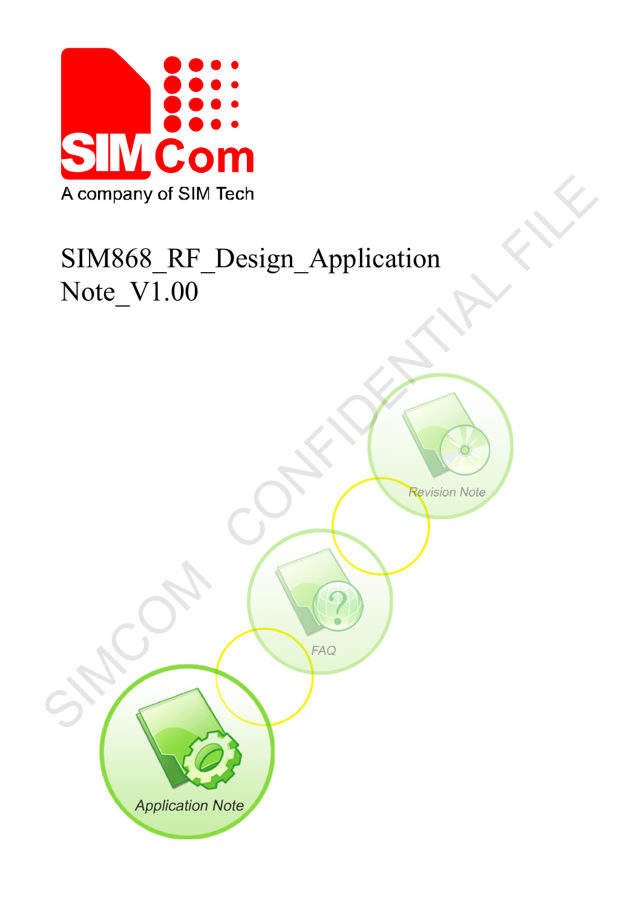# SIM868_RF_Design_Application Note_V1.00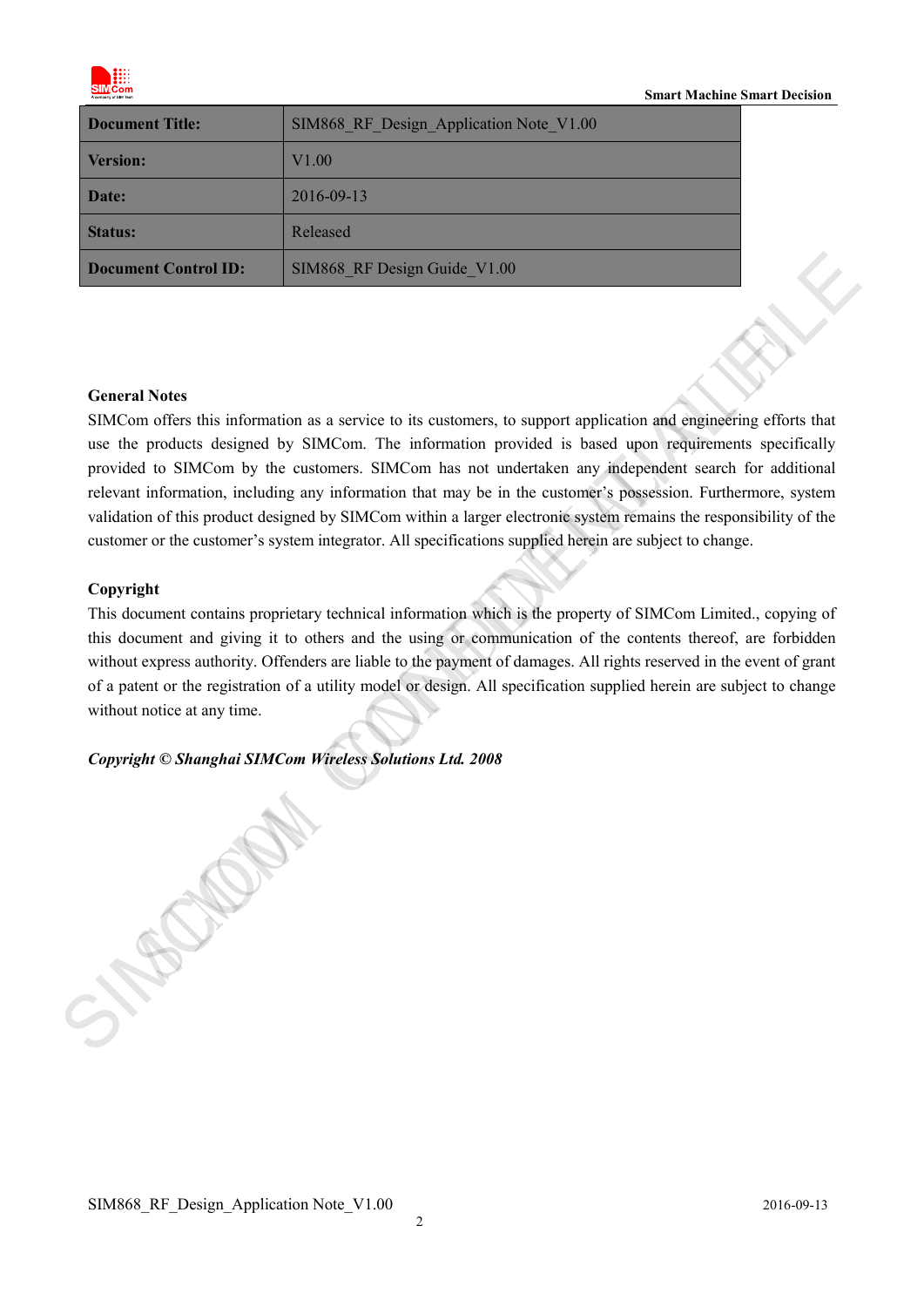| Document Title: | SIM868_RF_Design_Application Note_V1.00 |
| --- | --- |
| Version: | V1.00 |
| Date: | 2016-09-13 |
| Status: | Released |
| Document Control ID: | SIM868_RF Design Guide_V1.00 |

**General Notes**

SIMCom offers this information as a service to its customers, to support application and engineering efforts that use the products designed by SIMCom. The information provided is based upon requirements specifically provided to SIMCom by the customers. SIMCom has not undertaken any independent search for additional relevant information, including any information that may be in the customer's possession. Furthermore, system validation of this product designed by SIMCom within a larger electronic system remains the responsibility of the customer or the customer's system integrator. All specifications supplied herein are subject to change.

**Copyright**

This document contains proprietary technical information which is the property of SIMCom Limited., copying of this document and giving it to others and the using or communication of the contents thereof, are forbidden without express authority. Offenders are liable to the payment of damages. All rights reserved in the event of grant of a patent or the registration of a utility model or design. All specification supplied herein are subject to change without notice at any time.

***Copyright © Shanghai SIMCom Wireless Solutions Ltd. 2008***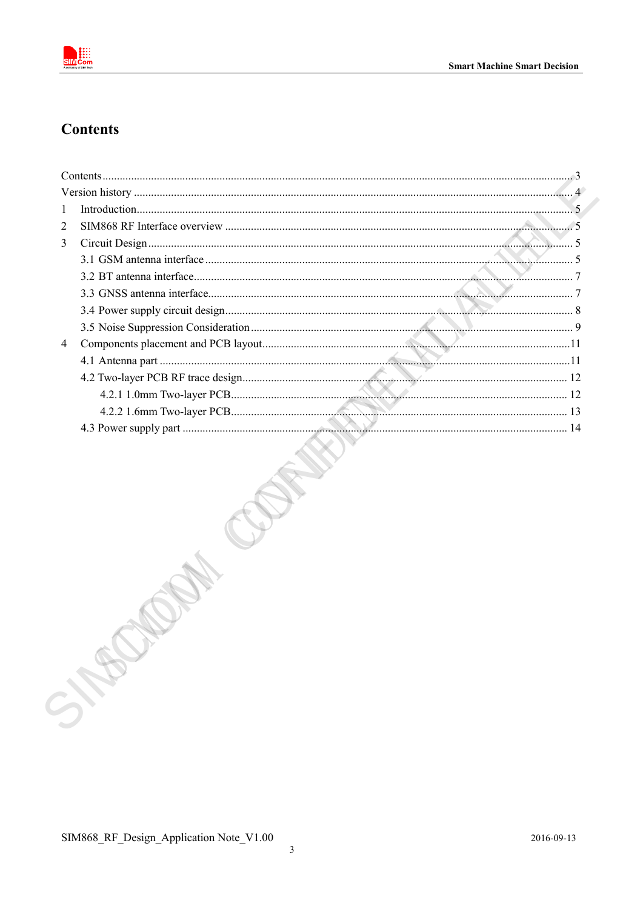# Contents

Contents .................................................................................................................................................. 3
Version history ....................................................................................................................................... 4
1 Introduction ........................................................................................................................................... 5
2 SIM868 RF Interface overview ............................................................................................................. 5
3 Circuit Design ........................................................................................................................................ 5
  3.1 GSM antenna interface ..................................................................................................................... 5
  3.2 BT antenna interface ......................................................................................................................... 7
  3.3 GNSS antenna interface ..................................................................................................................... 7
  3.4 Power supply circuit design ............................................................................................................... 8
  3.5 Noise Suppression Consideration ...................................................................................................... 9
4 Components placement and PCB layout ............................................................................................... 11
  4.1 Antenna part ..................................................................................................................................... 11
  4.2 Two-layer PCB RF trace design ........................................................................................................ 12
    4.2.1 1.0mm Two-layer PCB .................................................................................................................. 12
    4.2.2 1.6mm Two-layer PCB .................................................................................................................. 13
  4.3 Power supply part ............................................................................................................................. 14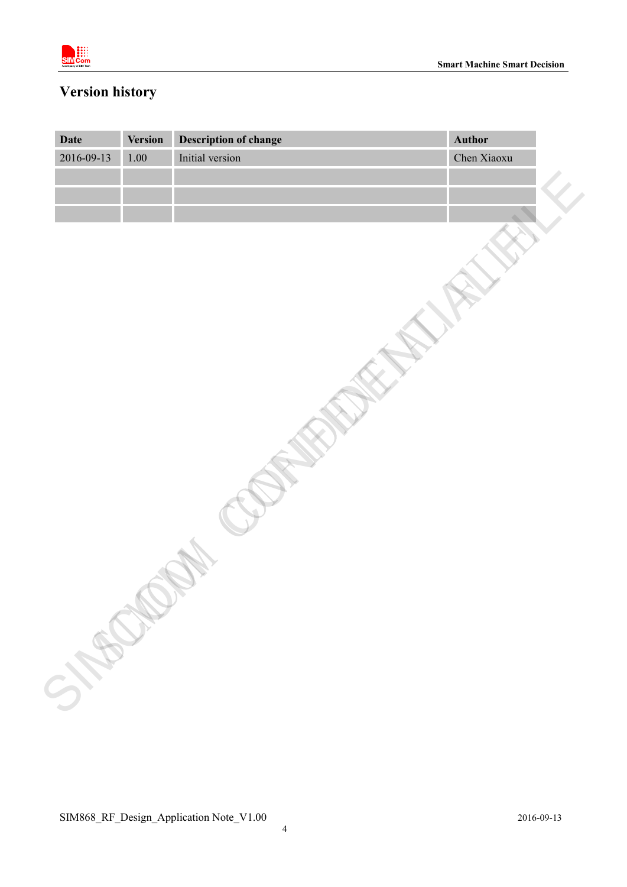# Version history

| Date | Version | Description of change | Author |
|---|---|---|---|
| 2016-09-13 | 1.00 | Initial version | Chen Xiaoxu |
| | | | |
| | | | |
| | | | |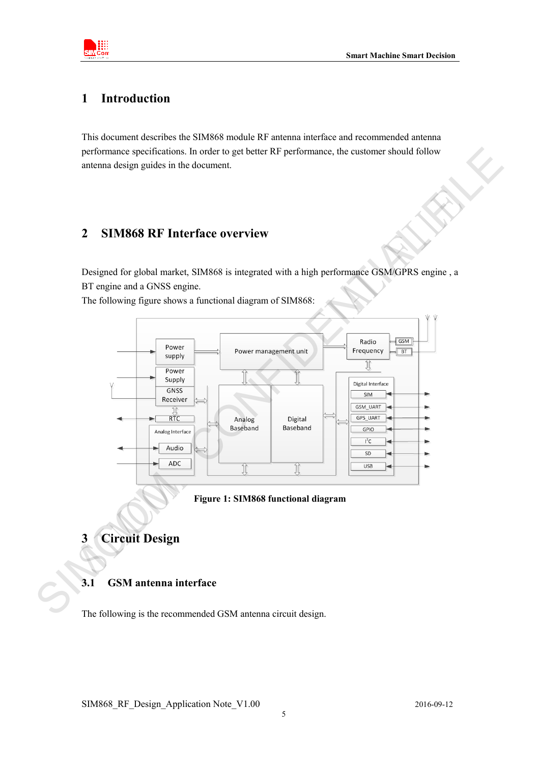# 1 Introduction

This document describes the SIM868 module RF antenna interface and recommended antenna performance specifications. In order to get better RF performance, the customer should follow antenna design guides in the document.

# 2 SIM868 RF Interface overview

Designed for global market, SIM868 is integrated with a high performance GSM/GPRS engine , a BT engine and a GNSS engine.

The following figure shows a functional diagram of SIM868:

**Figure 1: SIM868 functional diagram**

# 3 Circuit Design

## 3.1 GSM antenna interface

The following is the recommended GSM antenna circuit design.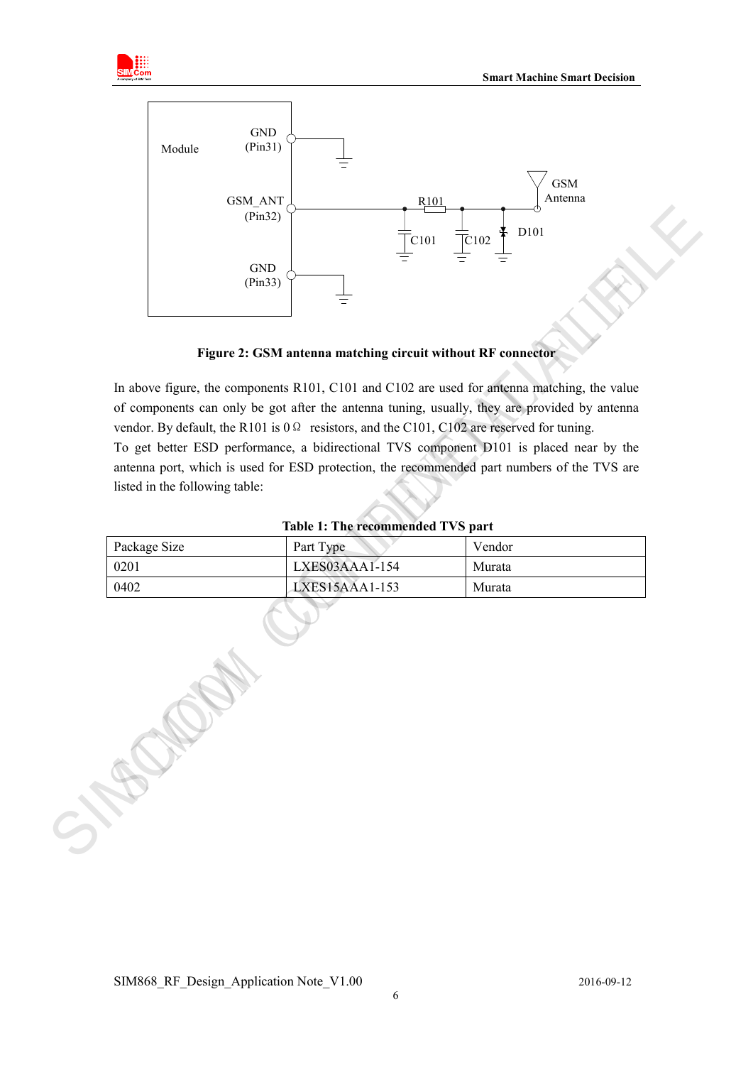**Figure 2: GSM antenna matching circuit without RF connector**

In above figure, the components R101, C101 and C102 are used for antenna matching, the value of components can only be got after the antenna tuning, usually, they are provided by antenna vendor. By default, the R101 is 0Ω resistors, and the C101, C102 are reserved for tuning.

To get better ESD performance, a bidirectional TVS component D101 is placed near by the antenna port, which is used for ESD protection, the recommended part numbers of the TVS are listed in the following table:

**Table 1: The recommended TVS part**

| Package Size | Part Type | Vendor |
|---|---|---|
| 0201 | LXES03AAA1-154 | Murata |
| 0402 | LXES15AAA1-153 | Murata |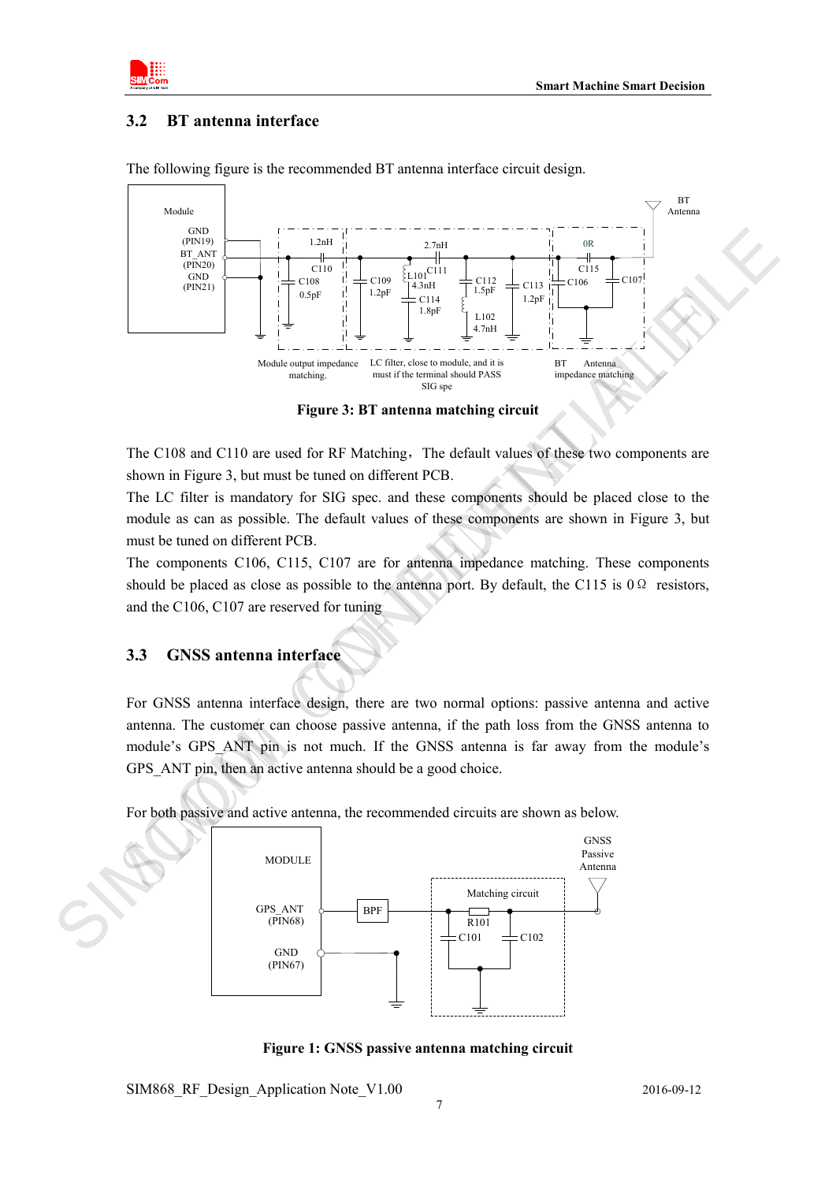## 3.2 BT antenna interface

The following figure is the recommended BT antenna interface circuit design.

Figure 3: BT antenna matching circuit

The C108 and C110 are used for RF Matching，The default values of these two components are shown in Figure 3, but must be tuned on different PCB.

The LC filter is mandatory for SIG spec. and these components should be placed close to the module as can as possible. The default values of these components are shown in Figure 3, but must be tuned on different PCB.

The components C106, C115, C107 are for antenna impedance matching. These components should be placed as close as possible to the antenna port. By default, the C115 is 0Ω resistors, and the C106, C107 are reserved for tuning

## 3.3 GNSS antenna interface

For GNSS antenna interface design, there are two normal options: passive antenna and active antenna. The customer can choose passive antenna, if the path loss from the GNSS antenna to module's GPS_ANT pin is not much. If the GNSS antenna is far away from the module's GPS_ANT pin, then an active antenna should be a good choice.

For both passive and active antenna, the recommended circuits are shown as below.

Figure 1: GNSS passive antenna matching circuit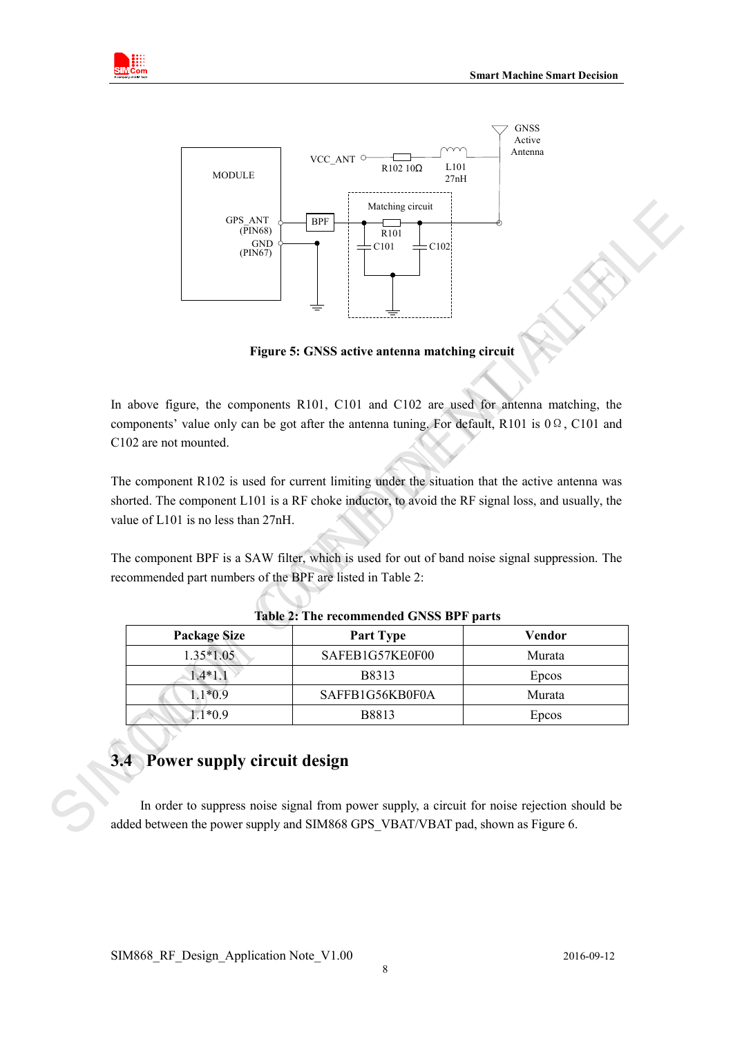Figure 5: GNSS active antenna matching circuit

In above figure, the components R101, C101 and C102 are used for antenna matching, the components' value only can be got after the antenna tuning. For default, R101 is 0Ω, C101 and C102 are not mounted.

The component R102 is used for current limiting under the situation that the active antenna was shorted. The component L101 is a RF choke inductor, to avoid the RF signal loss, and usually, the value of L101 is no less than 27nH.

The component BPF is a SAW filter, which is used for out of band noise signal suppression. The recommended part numbers of the BPF are listed in Table 2:

**Table 2: The recommended GNSS BPF parts**

| Package Size | Part Type | Vendor |
|---|---|---|
| 1.35*1.05 | SAFEB1G57KE0F00 | Murata |
| 1.4*1.1 | B8313 | Epcos |
| 1.1*0.9 | SAFFB1G56KB0F0A | Murata |
| 1.1*0.9 | B8813 | Epcos |

## 3.4 Power supply circuit design

In order to suppress noise signal from power supply, a circuit for noise rejection should be added between the power supply and SIM868 GPS_VBAT/VBAT pad, shown as Figure 6.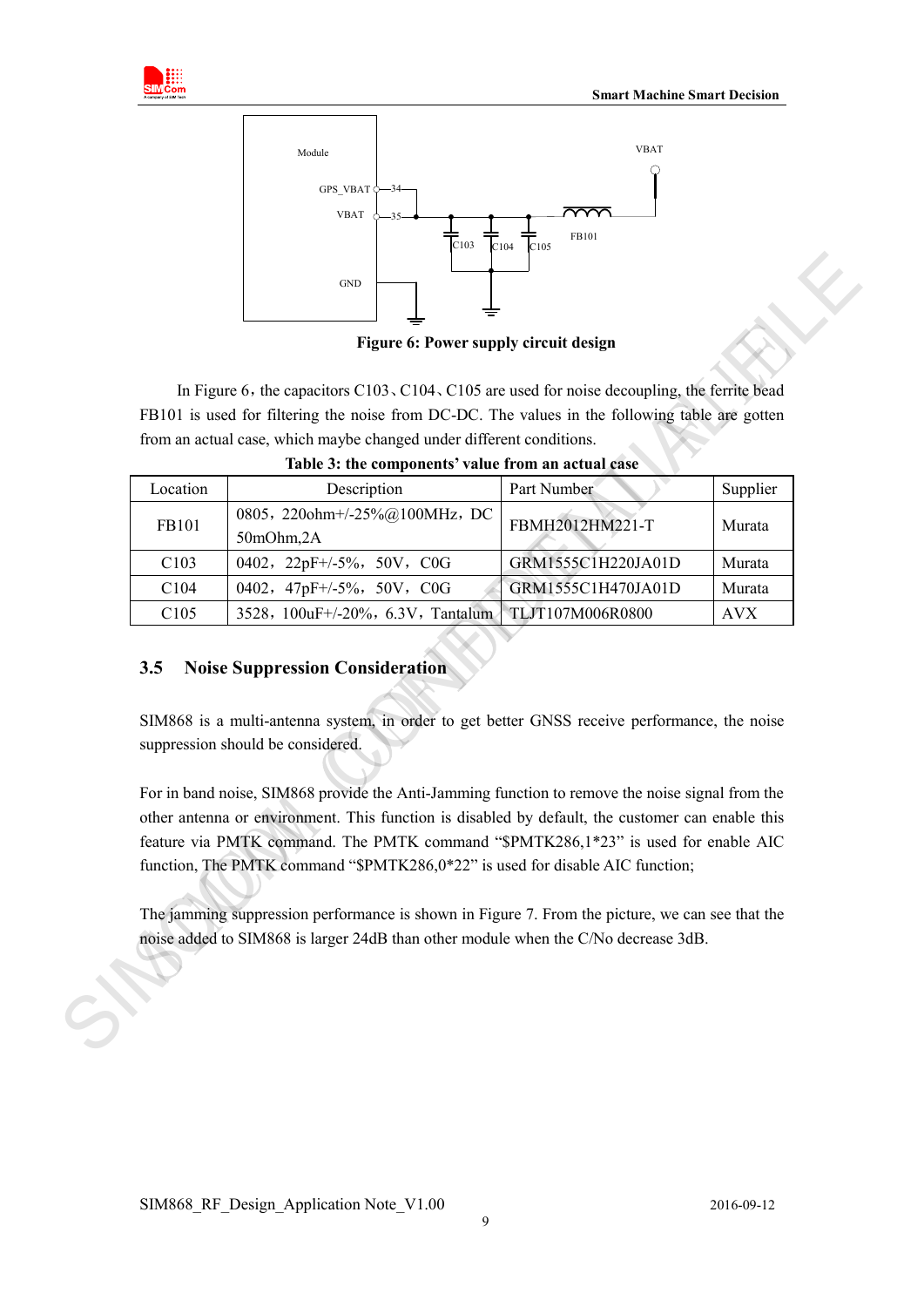Figure 6: Power supply circuit design

In Figure 6，the capacitors C103、C104、C105 are used for noise decoupling, the ferrite bead FB101 is used for filtering the noise from DC-DC. The values in the following table are gotten from an actual case, which maybe changed under different conditions.

**Table 3: the components' value from an actual case**

| Location | Description | Part Number | Supplier |
|---|---|---|---|
| FB101 | 0805，220ohm+/-25%@100MHz，DC 50mOhm,2A | FBMH2012HM221-T | Murata |
| C103 | 0402，22pF+/-5%，50V，C0G | GRM1555C1H220JA01D | Murata |
| C104 | 0402，47pF+/-5%，50V，C0G | GRM1555C1H470JA01D | Murata |
| C105 | 3528，100uF+/-20%，6.3V，Tantalum | TLJT107M006R0800 | AVX |

## 3.5 Noise Suppression Consideration

SIM868 is a multi-antenna system, in order to get better GNSS receive performance, the noise suppression should be considered.

For in band noise, SIM868 provide the Anti-Jamming function to remove the noise signal from the other antenna or environment. This function is disabled by default, the customer can enable this feature via PMTK command. The PMTK command "$PMTK286,1*23" is used for enable AIC function, The PMTK command "$PMTK286,0*22" is used for disable AIC function;

The jamming suppression performance is shown in Figure 7. From the picture, we can see that the noise added to SIM868 is larger 24dB than other module when the C/No decrease 3dB.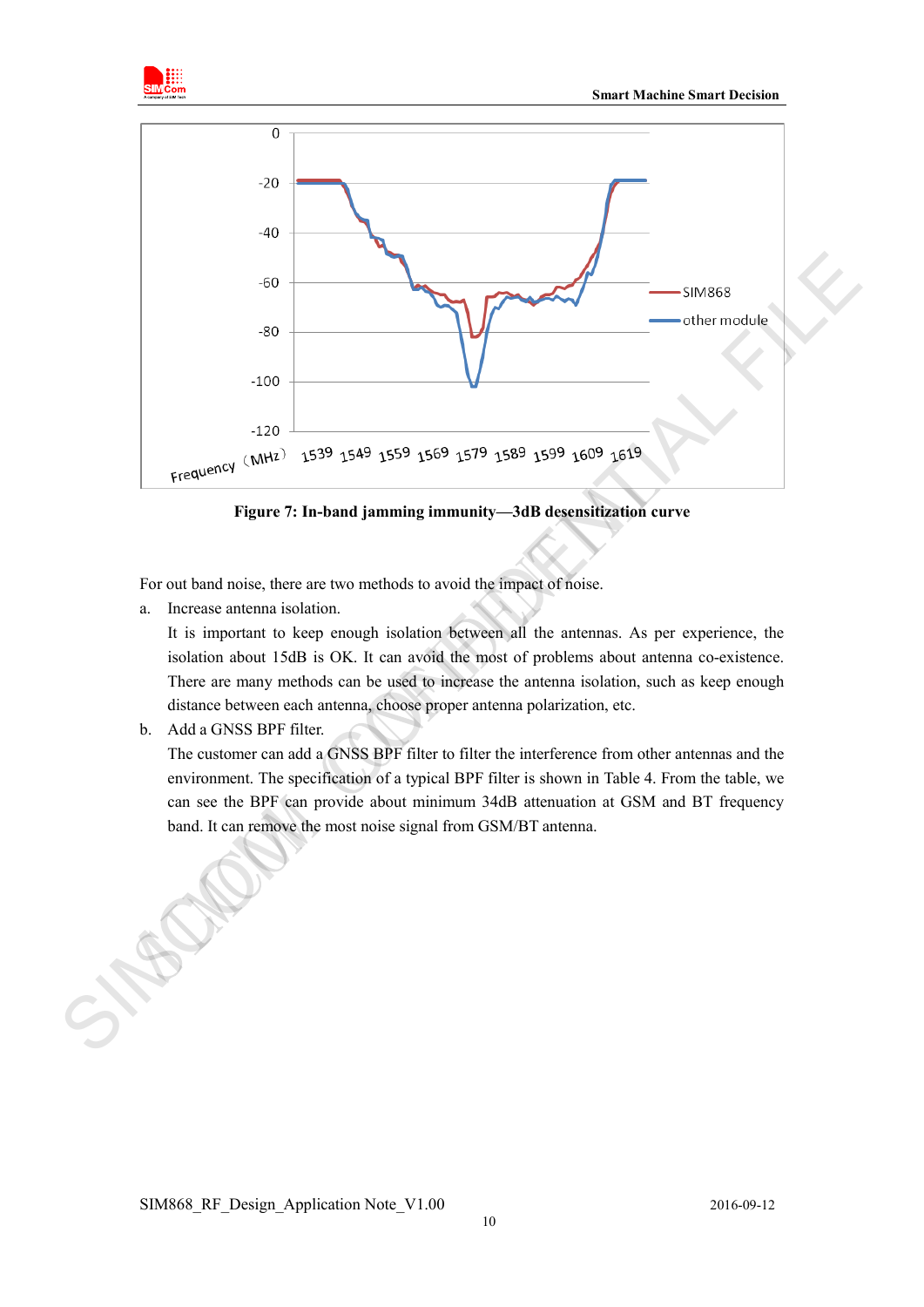Figure 7: In-band jamming immunity—3dB desensitization curve

For out band noise, there are two methods to avoid the impact of noise.

a. Increase antenna isolation.

   It is important to keep enough isolation between all the antennas. As per experience, the isolation about 15dB is OK. It can avoid the most of problems about antenna co-existence. There are many methods can be used to increase the antenna isolation, such as keep enough distance between each antenna, choose proper antenna polarization, etc.

b. Add a GNSS BPF filter.

   The customer can add a GNSS BPF filter to filter the interference from other antennas and the environment. The specification of a typical BPF filter is shown in Table 4. From the table, we can see the BPF can provide about minimum 34dB attenuation at GSM and BT frequency band. It can remove the most noise signal from GSM/BT antenna.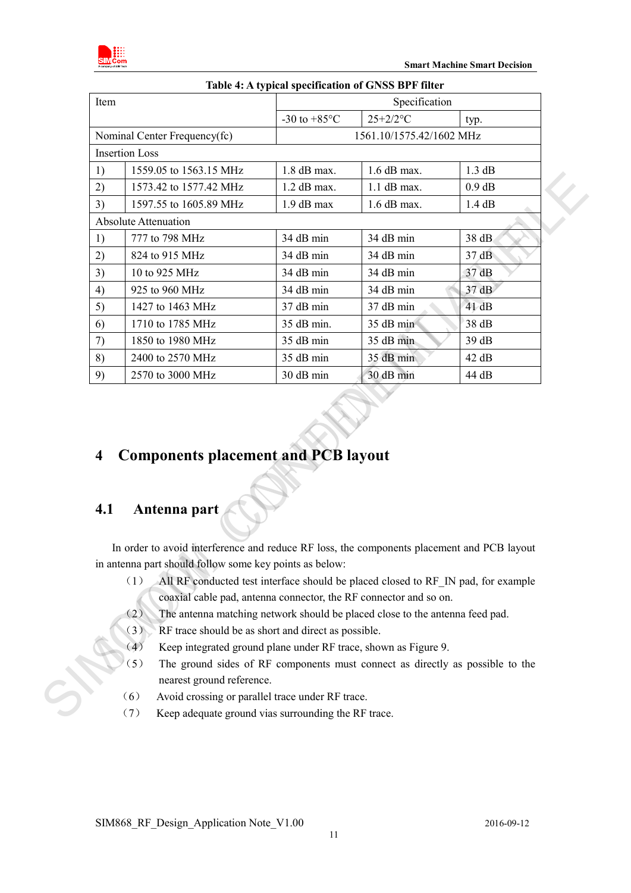**Table 4: A typical specification of GNSS BPF filter**

| Item | | Specification | | |
|---|---|---|---|---|
| | | -30 to +85°C | 25+2/2°C | typ. |
| Nominal Center Frequency(fc) | | 1561.10/1575.42/1602 MHz | | |
| Insertion Loss | | | | |
| 1) | 1559.05 to 1563.15 MHz | 1.8 dB max. | 1.6 dB max. | 1.3 dB |
| 2) | 1573.42 to 1577.42 MHz | 1.2 dB max. | 1.1 dB max. | 0.9 dB |
| 3) | 1597.55 to 1605.89 MHz | 1.9 dB max | 1.6 dB max. | 1.4 dB |
| Absolute Attenuation | | | | |
| 1) | 777 to 798 MHz | 34 dB min | 34 dB min | 38 dB |
| 2) | 824 to 915 MHz | 34 dB min | 34 dB min | 37 dB |
| 3) | 10 to 925 MHz | 34 dB min | 34 dB min | 37 dB |
| 4) | 925 to 960 MHz | 34 dB min | 34 dB min | 37 dB |
| 5) | 1427 to 1463 MHz | 37 dB min | 37 dB min | 41 dB |
| 6) | 1710 to 1785 MHz | 35 dB min. | 35 dB min | 38 dB |
| 7) | 1850 to 1980 MHz | 35 dB min | 35 dB min | 39 dB |
| 8) | 2400 to 2570 MHz | 35 dB min | 35 dB min | 42 dB |
| 9) | 2570 to 3000 MHz | 30 dB min | 30 dB min | 44 dB |

# 4 Components placement and PCB layout

## 4.1 Antenna part

In order to avoid interference and reduce RF loss, the components placement and PCB layout in antenna part should follow some key points as below:

（1） All RF conducted test interface should be placed closed to RF_IN pad, for example coaxial cable pad, antenna connector, the RF connector and so on.

（2） The antenna matching network should be placed close to the antenna feed pad.

（3） RF trace should be as short and direct as possible.

（4） Keep integrated ground plane under RF trace, shown as Figure 9.

（5） The ground sides of RF components must connect as directly as possible to the nearest ground reference.

（6） Avoid crossing or parallel trace under RF trace.

（7） Keep adequate ground vias surrounding the RF trace.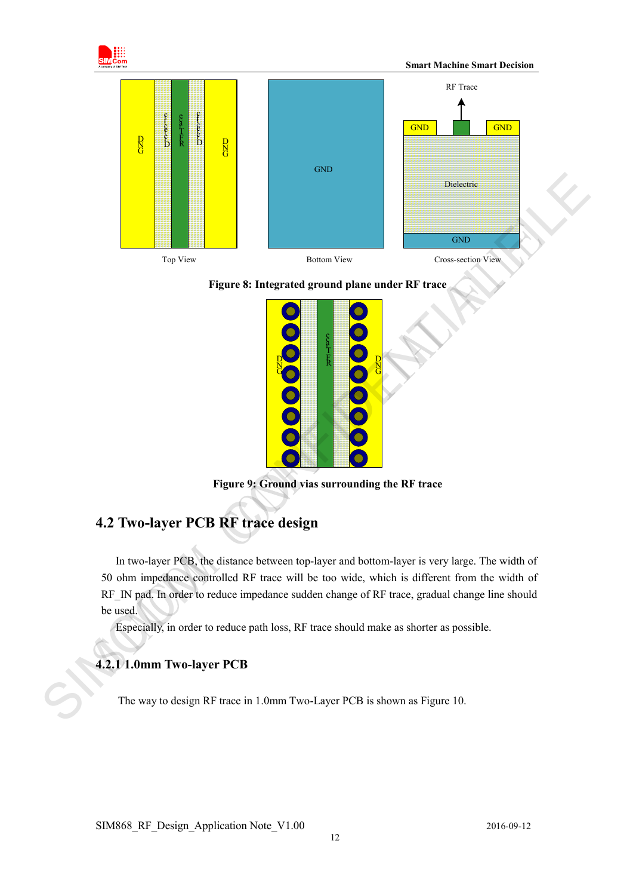Figure 8: Integrated ground plane under RF trace

Figure 9: Ground vias surrounding the RF trace

## 4.2 Two-layer PCB RF trace design

In two-layer PCB, the distance between top-layer and bottom-layer is very large. The width of 50 ohm impedance controlled RF trace will be too wide, which is different from the width of RF_IN pad. In order to reduce impedance sudden change of RF trace, gradual change line should be used.

Especially, in order to reduce path loss, RF trace should make as shorter as possible.

### 4.2.1 1.0mm Two-layer PCB

The way to design RF trace in 1.0mm Two-Layer PCB is shown as Figure 10.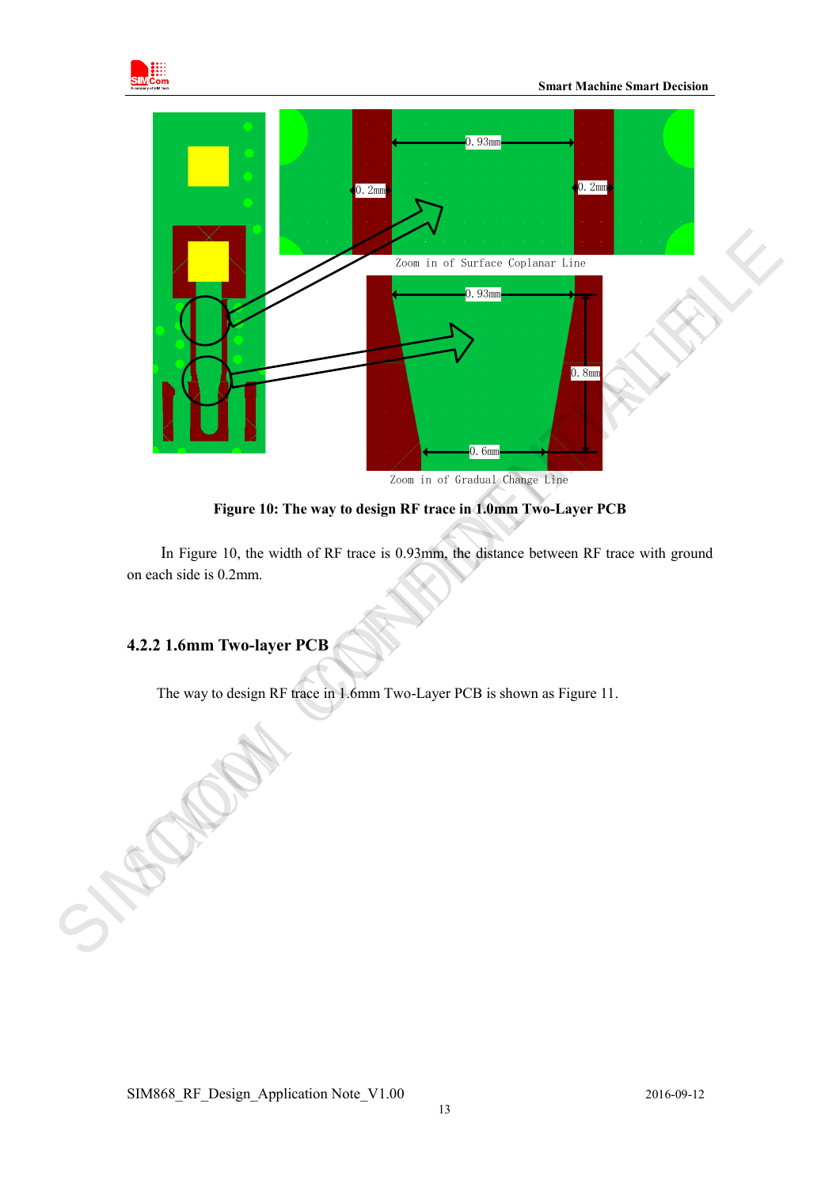Figure 10: The way to design RF trace in 1.0mm Two-Layer PCB

In Figure 10, the width of RF trace is 0.93mm, the distance between RF trace with ground on each side is 0.2mm.

### 4.2.2 1.6mm Two-layer PCB

The way to design RF trace in 1.6mm Two-Layer PCB is shown as Figure 11.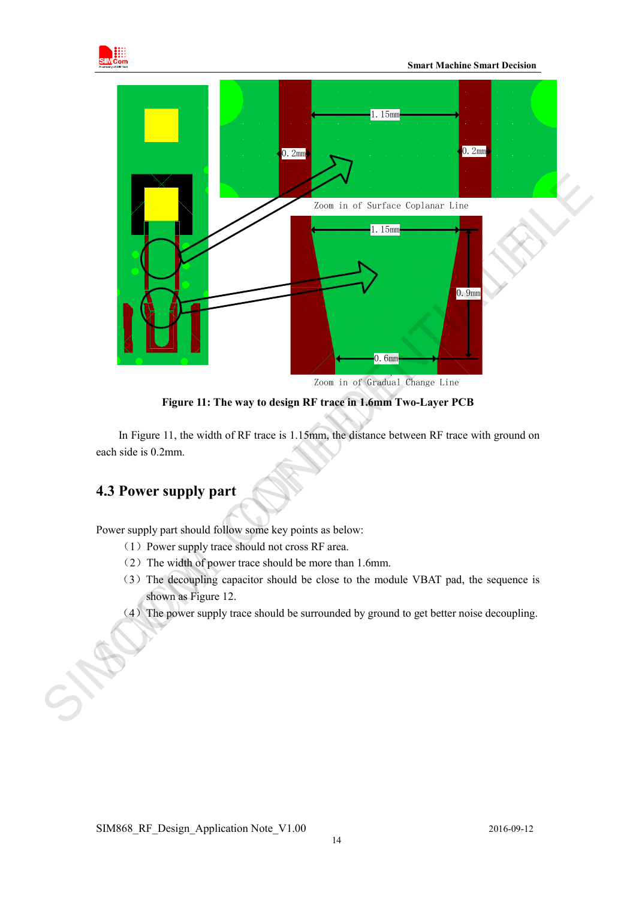Figure 11: The way to design RF trace in 1.6mm Two-Layer PCB

In Figure 11, the width of RF trace is 1.15mm, the distance between RF trace with ground on each side is 0.2mm.

## 4.3 Power supply part

Power supply part should follow some key points as below:

（1）Power supply trace should not cross RF area.

（2）The width of power trace should be more than 1.6mm.

（3）The decoupling capacitor should be close to the module VBAT pad, the sequence is shown as Figure 12.

（4）The power supply trace should be surrounded by ground to get better noise decoupling.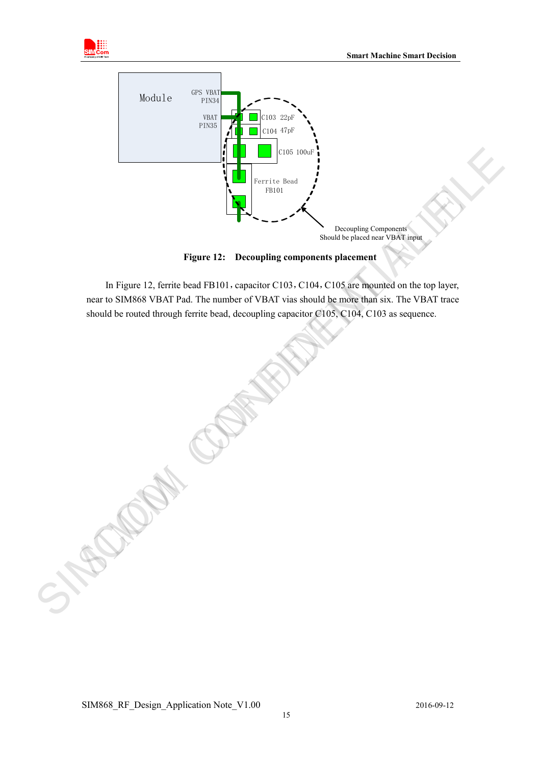**Figure 12: Decoupling components placement**

In Figure 12, ferrite bead FB101，capacitor C103，C104，C105 are mounted on the top layer, near to SIM868 VBAT Pad. The number of VBAT vias should be more than six. The VBAT trace should be routed through ferrite bead, decoupling capacitor C105, C104, C103 as sequence.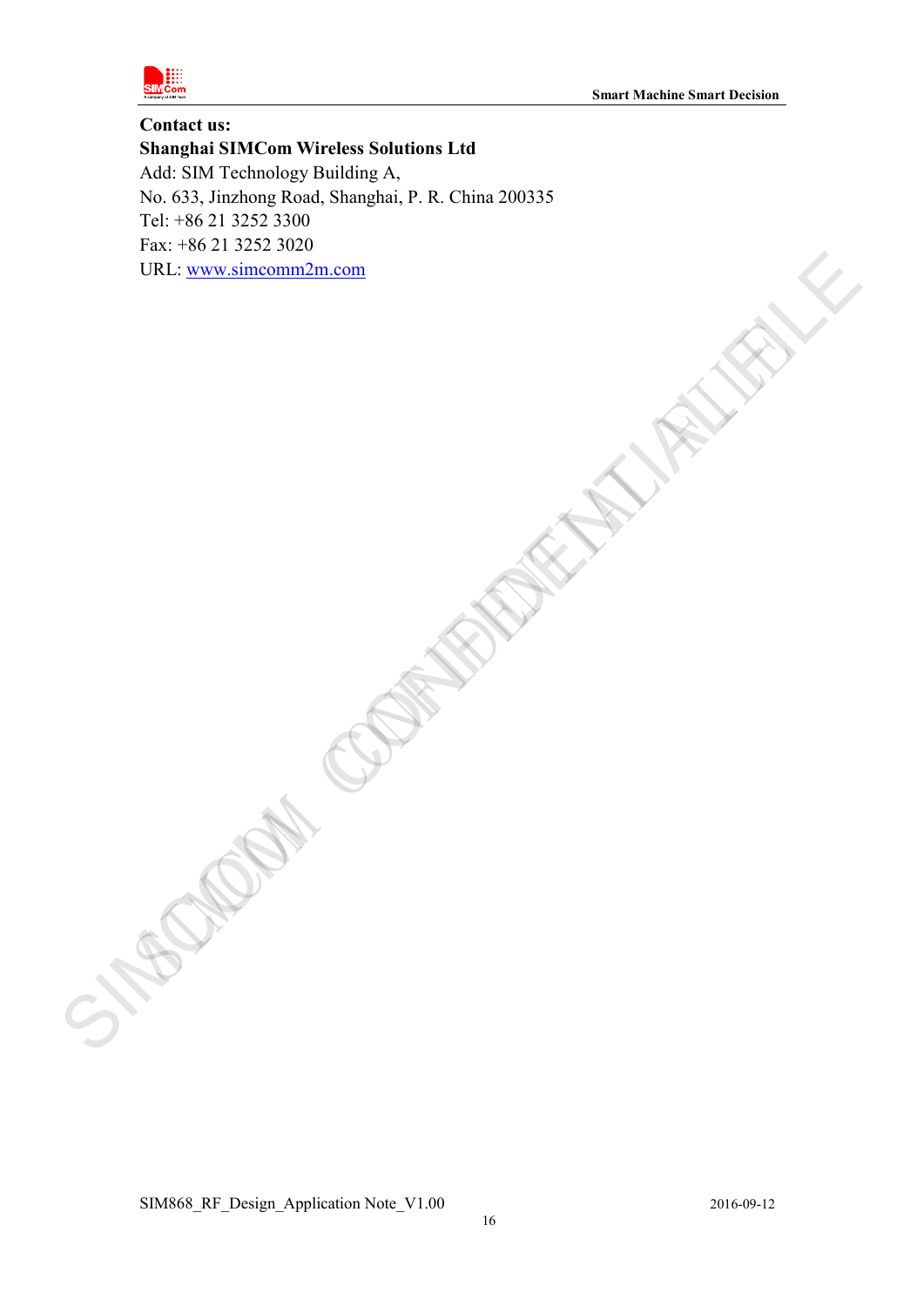**Contact us:**

**Shanghai SIMCom Wireless Solutions Ltd**

Add: SIM Technology Building A,

No. 633, Jinzhong Road, Shanghai, P. R. China 200335

Tel: +86 21 3252 3300

Fax: +86 21 3252 3020

URL: www.simcomm2m.com